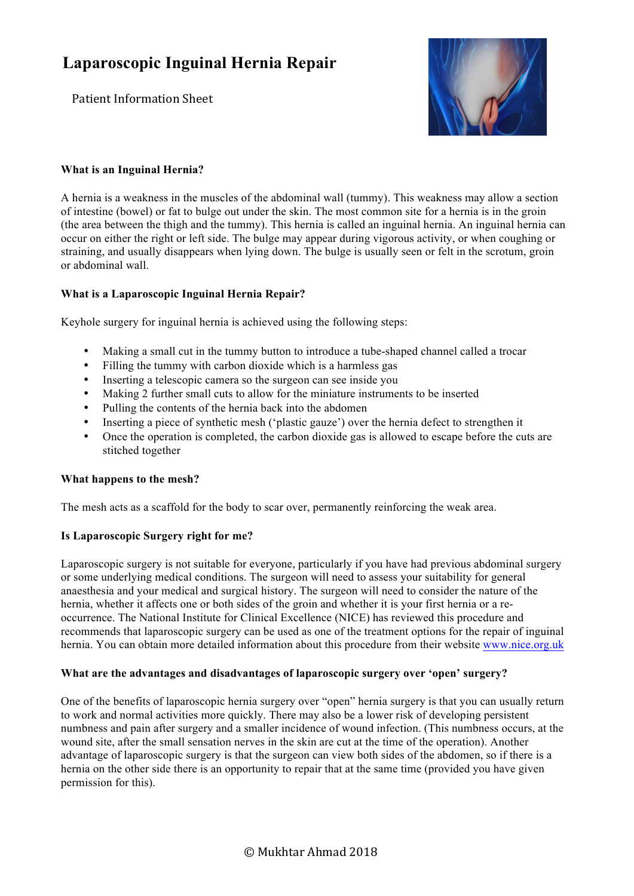# Laparoscopic Inguinal Hernia Repair

Patient Information Sheet

### What is an Inguinal Hernia?

A hernia is a weakness in the muscles of the abdominal wall (tummy). This weakness may allow a section of intestine (bowel) or fat to bulge out under the skin. The most common site for a hernia is in the groin (the area between the thigh and the tummy). This hernia is called an inguinal hernia. An inguinal hernia can occur on either the right or left side. The bulge may appear during vigorous activity, or when coughing or straining, and usually disappears when lying down. The bulge is usually seen or felt in the scrotum, groin or abdominal wall.

### What is a Laparoscopic Inguinal Hernia Repair?

Keyhole surgery for inguinal hernia is achieved using the following steps:

- Making a small cut in the tummy button to introduce a tube-shaped channel called a trocar
- Filling the tummy with carbon dioxide which is a harmless gas
- Inserting a telescopic camera so the surgeon can see inside you
- Making 2 further small cuts to allow for the miniature instruments to be inserted
- Pulling the contents of the hernia back into the abdomen
- Inserting a piece of synthetic mesh ('plastic gauze') over the hernia defect to strengthen it
- Once the operation is completed, the carbon dioxide gas is allowed to escape before the cuts are stitched together

### What happens to the mesh?

The mesh acts as a scaffold for the body to scar over, permanently reinforcing the weak area.

### Is Laparoscopic Surgery right for me?

Laparoscopic surgery is not suitable for everyone, particularly if you have had previous abdominal surgery or some underlying medical conditions. The surgeon will need to assess your suitability for general anaesthesia and your medical and surgical history. The surgeon will need to consider the nature of the hernia, whether it affects one or both sides of the groin and whether it is your first hernia or a re-occurrence. The National Institute for Clinical Excellence (NICE) has reviewed this procedure and recommends that laparoscopic surgery can be used as one of the treatment options for the repair of inguinal hernia. You can obtain more detailed information about this procedure from their website www.nice.org.uk

### What are the advantages and disadvantages of laparoscopic surgery over 'open' surgery?

One of the benefits of laparoscopic hernia surgery over "open" hernia surgery is that you can usually return to work and normal activities more quickly. There may also be a lower risk of developing persistent numbness and pain after surgery and a smaller incidence of wound infection. (This numbness occurs, at the wound site, after the small sensation nerves in the skin are cut at the time of the operation). Another advantage of laparoscopic surgery is that the surgeon can view both sides of the abdomen, so if there is a hernia on the other side there is an opportunity to repair that at the same time (provided you have given permission for this).

© Mukhtar Ahmad 2018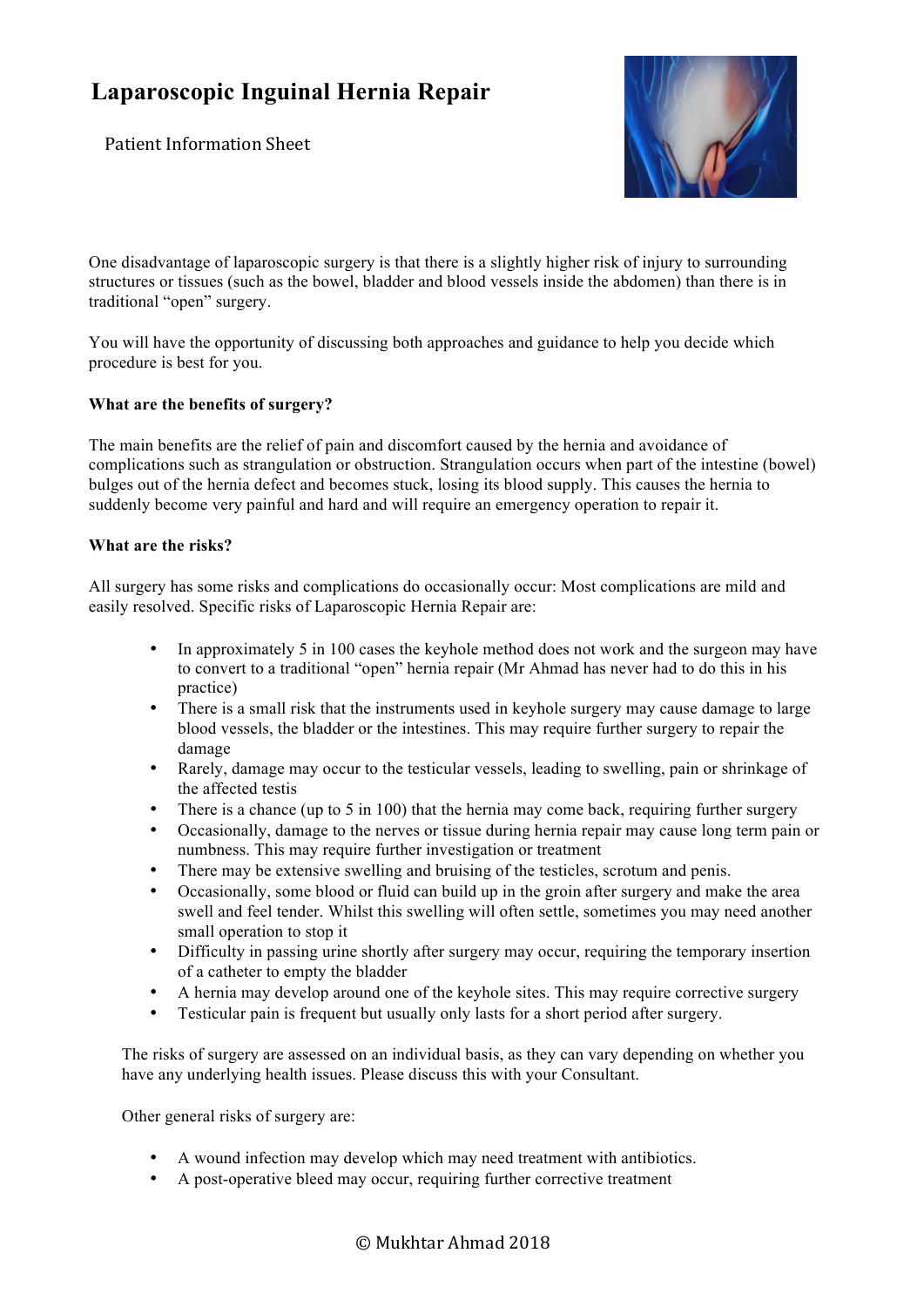# Laparoscopic Inguinal Hernia Repair

Patient Information Sheet

One disadvantage of laparoscopic surgery is that there is a slightly higher risk of injury to surrounding structures or tissues (such as the bowel, bladder and blood vessels inside the abdomen) than there is in traditional "open" surgery.

You will have the opportunity of discussing both approaches and guidance to help you decide which procedure is best for you.

**What are the benefits of surgery?**

The main benefits are the relief of pain and discomfort caused by the hernia and avoidance of complications such as strangulation or obstruction. Strangulation occurs when part of the intestine (bowel) bulges out of the hernia defect and becomes stuck, losing its blood supply. This causes the hernia to suddenly become very painful and hard and will require an emergency operation to repair it.

**What are the risks?**

All surgery has some risks and complications do occasionally occur: Most complications are mild and easily resolved. Specific risks of Laparoscopic Hernia Repair are:

- In approximately 5 in 100 cases the keyhole method does not work and the surgeon may have to convert to a traditional "open" hernia repair (Mr Ahmad has never had to do this in his practice)
- There is a small risk that the instruments used in keyhole surgery may cause damage to large blood vessels, the bladder or the intestines. This may require further surgery to repair the damage
- Rarely, damage may occur to the testicular vessels, leading to swelling, pain or shrinkage of the affected testis
- There is a chance (up to 5 in 100) that the hernia may come back, requiring further surgery
- Occasionally, damage to the nerves or tissue during hernia repair may cause long term pain or numbness. This may require further investigation or treatment
- There may be extensive swelling and bruising of the testicles, scrotum and penis.
- Occasionally, some blood or fluid can build up in the groin after surgery and make the area swell and feel tender. Whilst this swelling will often settle, sometimes you may need another small operation to stop it
- Difficulty in passing urine shortly after surgery may occur, requiring the temporary insertion of a catheter to empty the bladder
- A hernia may develop around one of the keyhole sites. This may require corrective surgery
- Testicular pain is frequent but usually only lasts for a short period after surgery.

The risks of surgery are assessed on an individual basis, as they can vary depending on whether you have any underlying health issues. Please discuss this with your Consultant.

Other general risks of surgery are:

- A wound infection may develop which may need treatment with antibiotics.
- A post-operative bleed may occur, requiring further corrective treatment

© Mukhtar Ahmad 2018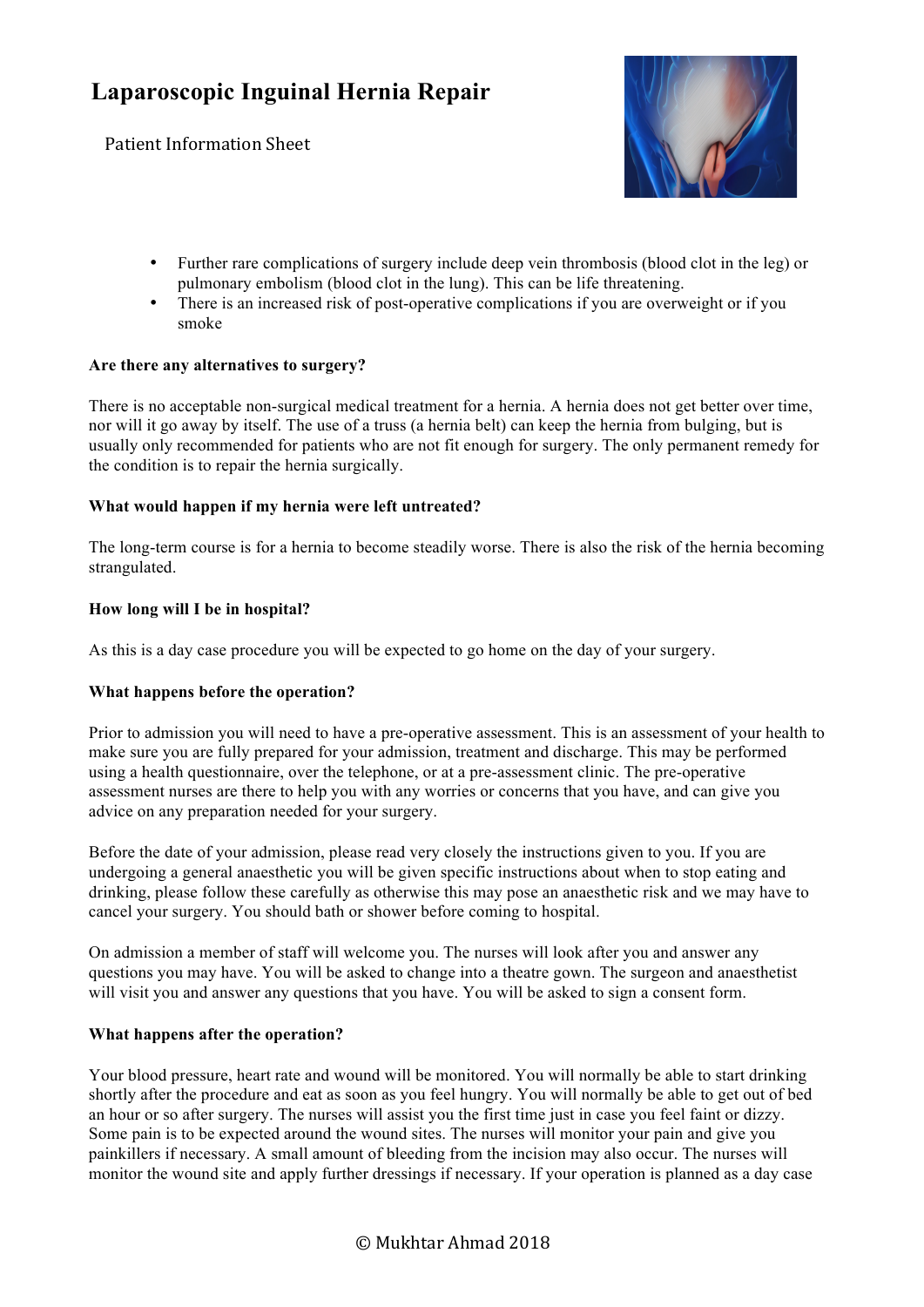# Laparoscopic Inguinal Hernia Repair

Patient Information Sheet

- Further rare complications of surgery include deep vein thrombosis (blood clot in the leg) or pulmonary embolism (blood clot in the lung). This can be life threatening.
- There is an increased risk of post-operative complications if you are overweight or if you smoke

**Are there any alternatives to surgery?**

There is no acceptable non-surgical medical treatment for a hernia. A hernia does not get better over time, nor will it go away by itself. The use of a truss (a hernia belt) can keep the hernia from bulging, but is usually only recommended for patients who are not fit enough for surgery. The only permanent remedy for the condition is to repair the hernia surgically.

**What would happen if my hernia were left untreated?**

The long-term course is for a hernia to become steadily worse. There is also the risk of the hernia becoming strangulated.

**How long will I be in hospital?**

As this is a day case procedure you will be expected to go home on the day of your surgery.

**What happens before the operation?**

Prior to admission you will need to have a pre-operative assessment. This is an assessment of your health to make sure you are fully prepared for your admission, treatment and discharge. This may be performed using a health questionnaire, over the telephone, or at a pre-assessment clinic. The pre-operative assessment nurses are there to help you with any worries or concerns that you have, and can give you advice on any preparation needed for your surgery.

Before the date of your admission, please read very closely the instructions given to you. If you are undergoing a general anaesthetic you will be given specific instructions about when to stop eating and drinking, please follow these carefully as otherwise this may pose an anaesthetic risk and we may have to cancel your surgery. You should bath or shower before coming to hospital.

On admission a member of staff will welcome you. The nurses will look after you and answer any questions you may have. You will be asked to change into a theatre gown. The surgeon and anaesthetist will visit you and answer any questions that you have. You will be asked to sign a consent form.

**What happens after the operation?**

Your blood pressure, heart rate and wound will be monitored. You will normally be able to start drinking shortly after the procedure and eat as soon as you feel hungry. You will normally be able to get out of bed an hour or so after surgery. The nurses will assist you the first time just in case you feel faint or dizzy. Some pain is to be expected around the wound sites. The nurses will monitor your pain and give you painkillers if necessary. A small amount of bleeding from the incision may also occur. The nurses will monitor the wound site and apply further dressings if necessary. If your operation is planned as a day case

© Mukhtar Ahmad 2018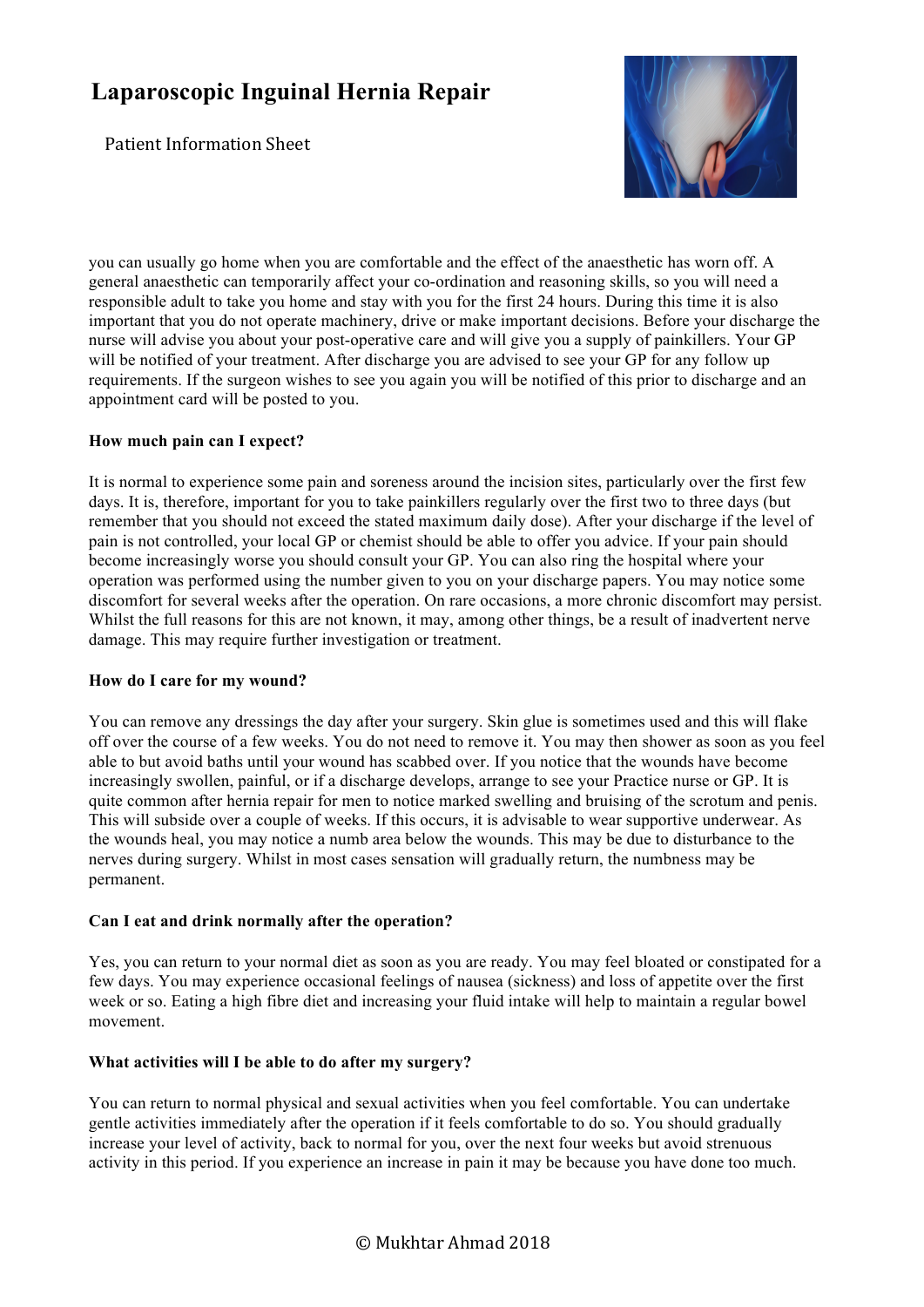you can usually go home when you are comfortable and the effect of the anaesthetic has worn off. A general anaesthetic can temporarily affect your co-ordination and reasoning skills, so you will need a responsible adult to take you home and stay with you for the first 24 hours. During this time it is also important that you do not operate machinery, drive or make important decisions. Before your discharge the nurse will advise you about your post-operative care and will give you a supply of painkillers. Your GP will be notified of your treatment. After discharge you are advised to see your GP for any follow up requirements. If the surgeon wishes to see you again you will be notified of this prior to discharge and an appointment card will be posted to you.

**How much pain can I expect?**

It is normal to experience some pain and soreness around the incision sites, particularly over the first few days. It is, therefore, important for you to take painkillers regularly over the first two to three days (but remember that you should not exceed the stated maximum daily dose). After your discharge if the level of pain is not controlled, your local GP or chemist should be able to offer you advice. If your pain should become increasingly worse you should consult your GP. You can also ring the hospital where your operation was performed using the number given to you on your discharge papers. You may notice some discomfort for several weeks after the operation. On rare occasions, a more chronic discomfort may persist. Whilst the full reasons for this are not known, it may, among other things, be a result of inadvertent nerve damage. This may require further investigation or treatment.

**How do I care for my wound?**

You can remove any dressings the day after your surgery. Skin glue is sometimes used and this will flake off over the course of a few weeks. You do not need to remove it. You may then shower as soon as you feel able to but avoid baths until your wound has scabbed over. If you notice that the wounds have become increasingly swollen, painful, or if a discharge develops, arrange to see your Practice nurse or GP. It is quite common after hernia repair for men to notice marked swelling and bruising of the scrotum and penis. This will subside over a couple of weeks. If this occurs, it is advisable to wear supportive underwear. As the wounds heal, you may notice a numb area below the wounds. This may be due to disturbance to the nerves during surgery. Whilst in most cases sensation will gradually return, the numbness may be permanent.

**Can I eat and drink normally after the operation?**

Yes, you can return to your normal diet as soon as you are ready. You may feel bloated or constipated for a few days. You may experience occasional feelings of nausea (sickness) and loss of appetite over the first week or so. Eating a high fibre diet and increasing your fluid intake will help to maintain a regular bowel movement.

**What activities will I be able to do after my surgery?**

You can return to normal physical and sexual activities when you feel comfortable. You can undertake gentle activities immediately after the operation if it feels comfortable to do so. You should gradually increase your level of activity, back to normal for you, over the next four weeks but avoid strenuous activity in this period. If you experience an increase in pain it may be because you have done too much.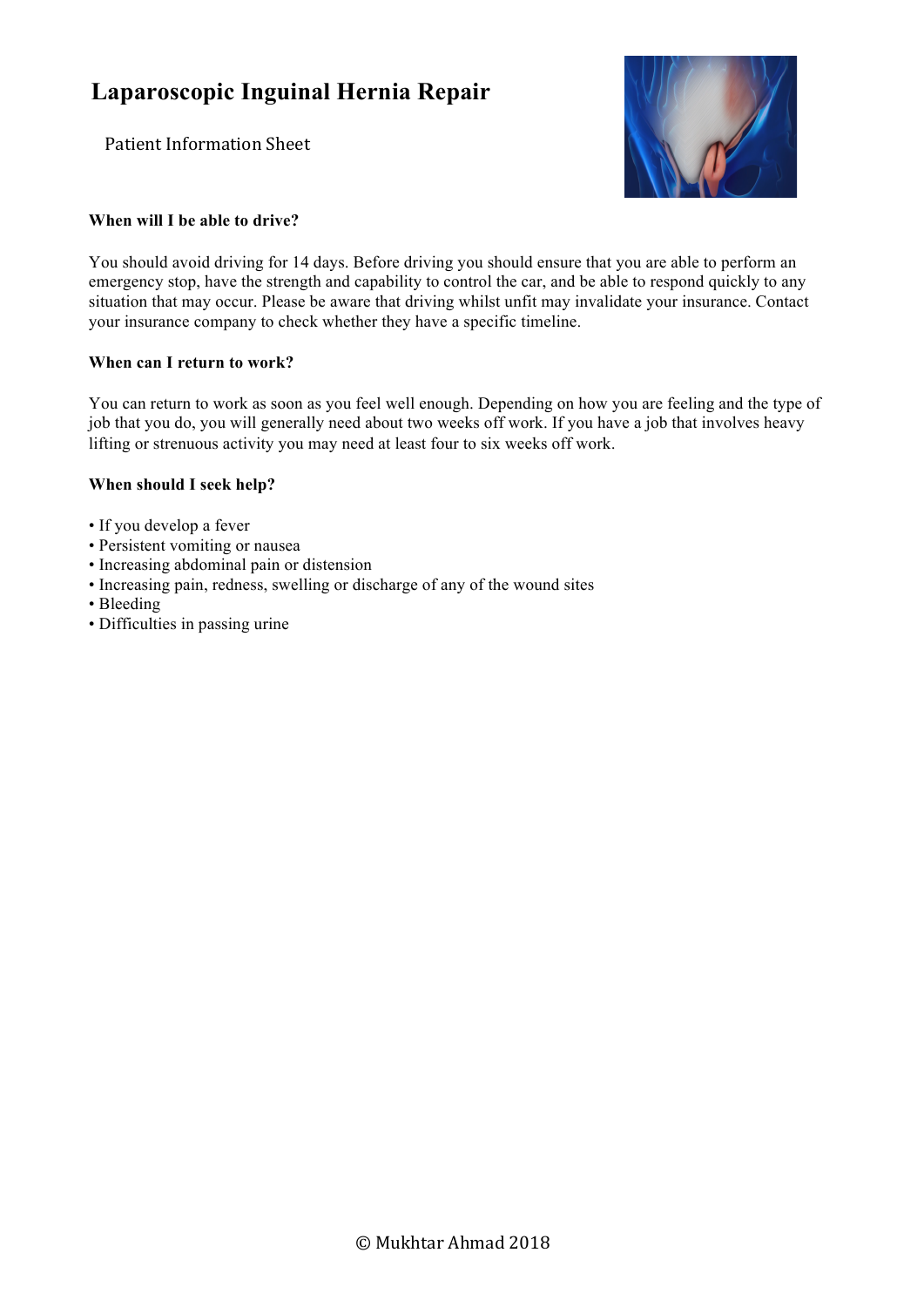# Laparoscopic Inguinal Hernia Repair

Patient Information Sheet

**When will I be able to drive?**

You should avoid driving for 14 days. Before driving you should ensure that you are able to perform an emergency stop, have the strength and capability to control the car, and be able to respond quickly to any situation that may occur. Please be aware that driving whilst unfit may invalidate your insurance. Contact your insurance company to check whether they have a specific timeline.

**When can I return to work?**

You can return to work as soon as you feel well enough. Depending on how you are feeling and the type of job that you do, you will generally need about two weeks off work. If you have a job that involves heavy lifting or strenuous activity you may need at least four to six weeks off work.

**When should I seek help?**

- If you develop a fever
- Persistent vomiting or nausea
- Increasing abdominal pain or distension
- Increasing pain, redness, swelling or discharge of any of the wound sites
- Bleeding
- Difficulties in passing urine

© Mukhtar Ahmad 2018